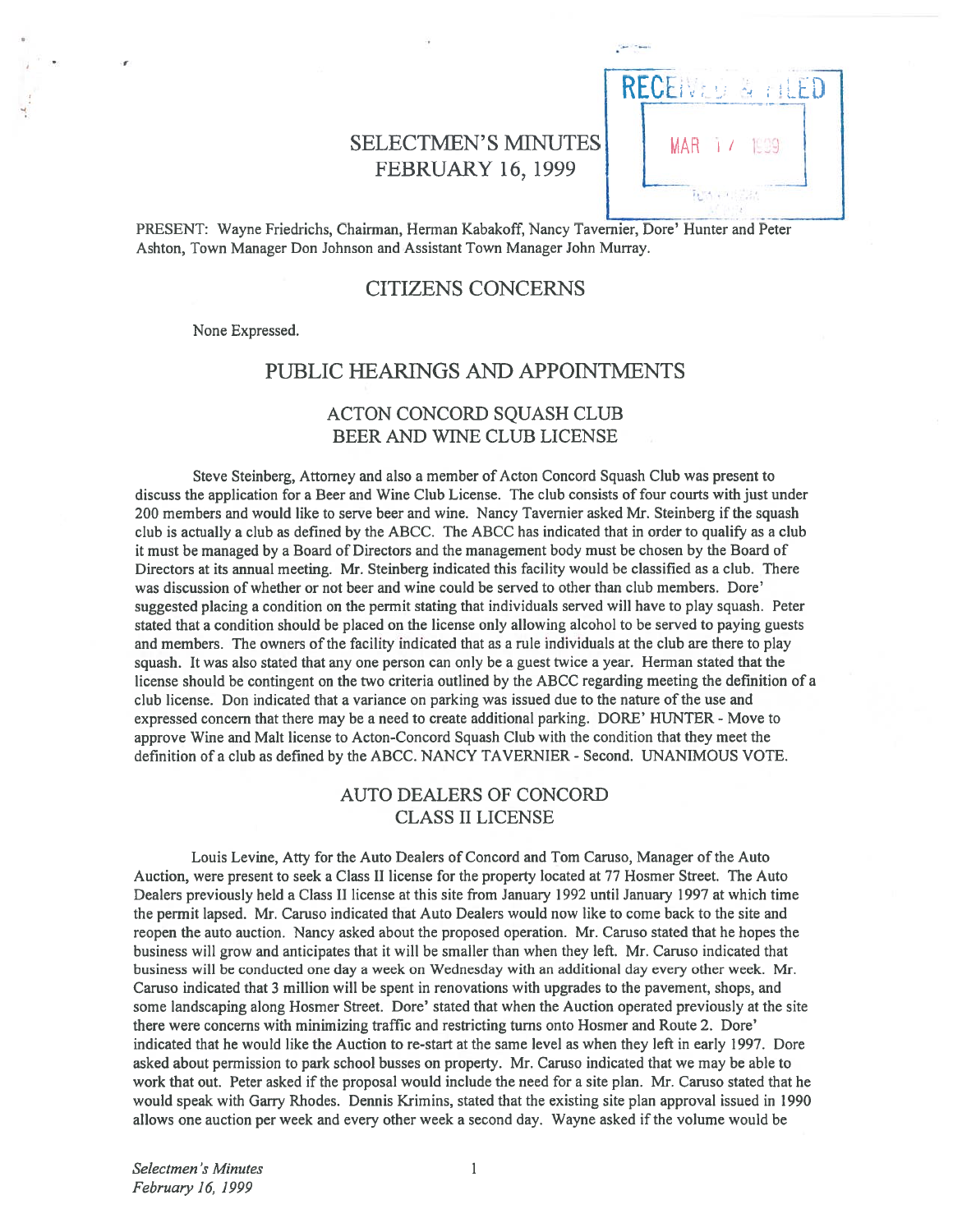RECEIVED & FILED

MAR 17 1999

# SELECTMEN'S MINUTES
# FEBRUARY 16, 1999

PRESENT: Wayne Friedrichs, Chairman, Herman Kabakoff, Nancy Tavernier, Dore' Hunter and Peter Ashton, Town Manager Don Johnson and Assistant Town Manager John Murray.

## CITIZENS CONCERNS

None Expressed.

## PUBLIC HEARINGS AND APPOINTMENTS

### ACTON CONCORD SQUASH CLUB BEER AND WINE CLUB LICENSE

Steve Steinberg, Attorney and also a member of Acton Concord Squash Club was present to discuss the application for a Beer and Wine Club License. The club consists of four courts with just under 200 members and would like to serve beer and wine. Nancy Tavernier asked Mr. Steinberg if the squash club is actually a club as defined by the ABCC. The ABCC has indicated that in order to qualify as a club it must be managed by a Board of Directors and the management body must be chosen by the Board of Directors at its annual meeting. Mr. Steinberg indicated this facility would be classified as a club. There was discussion of whether or not beer and wine could be served to other than club members. Dore' suggested placing a condition on the permit stating that individuals served will have to play squash. Peter stated that a condition should be placed on the license only allowing alcohol to be served to paying guests and members. The owners of the facility indicated that as a rule individuals at the club are there to play squash. It was also stated that any one person can only be a guest twice a year. Herman stated that the license should be contingent on the two criteria outlined by the ABCC regarding meeting the definition of a club license. Don indicated that a variance on parking was issued due to the nature of the use and expressed concern that there may be a need to create additional parking. DORE' HUNTER - Move to approve Wine and Malt license to Acton-Concord Squash Club with the condition that they meet the definition of a club as defined by the ABCC. NANCY TAVERNIER - Second. UNANIMOUS VOTE.

### AUTO DEALERS OF CONCORD CLASS II LICENSE

Louis Levine, Atty for the Auto Dealers of Concord and Tom Caruso, Manager of the Auto Auction, were present to seek a Class II license for the property located at 77 Hosmer Street. The Auto Dealers previously held a Class II license at this site from January 1992 until January 1997 at which time the permit lapsed. Mr. Caruso indicated that Auto Dealers would now like to come back to the site and reopen the auto auction. Nancy asked about the proposed operation. Mr. Caruso stated that he hopes the business will grow and anticipates that it will be smaller than when they left. Mr. Caruso indicated that business will be conducted one day a week on Wednesday with an additional day every other week. Mr. Caruso indicated that 3 million will be spent in renovations with upgrades to the pavement, shops, and some landscaping along Hosmer Street. Dore' stated that when the Auction operated previously at the site there were concerns with minimizing traffic and restricting turns onto Hosmer and Route 2. Dore' indicated that he would like the Auction to re-start at the same level as when they left in early 1997. Dore asked about permission to park school busses on property. Mr. Caruso indicated that we may be able to work that out. Peter asked if the proposal would include the need for a site plan. Mr. Caruso stated that he would speak with Garry Rhodes. Dennis Krimins, stated that the existing site plan approval issued in 1990 allows one auction per week and every other week a second day. Wayne asked if the volume would be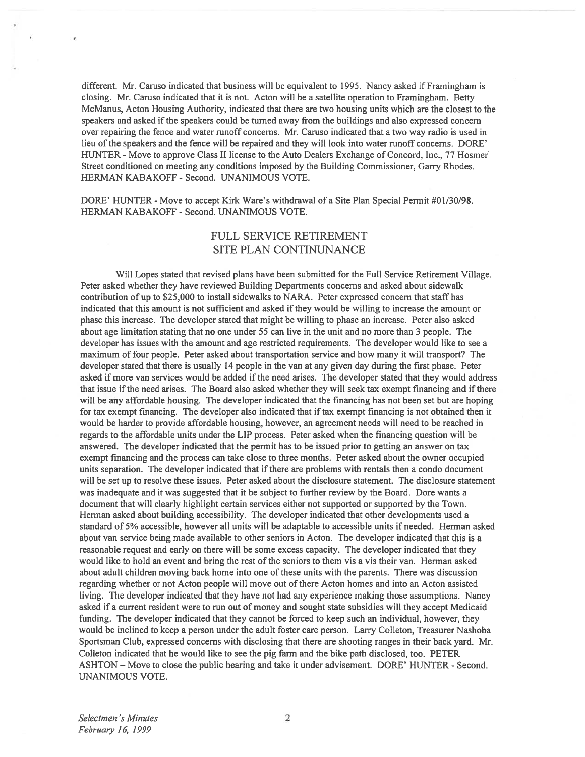different. Mr. Caruso indicated that business will be equivalent to 1995. Nancy asked if Framingham is closing. Mr. Caruso indicated that it is not. Acton will be a satellite operation to Framingham. Betty McManus, Acton Housing Authority, indicated that there are two housing units which are the closest to the speakers and asked if the speakers could be turned away from the buildings and also expressed concern over repairing the fence and water runoff concerns. Mr. Caruso indicated that a two way radio is used in lieu of the speakers and the fence will be repaired and they will look into water runoff concerns. DORE' HUNTER - Move to approve Class II license to the Auto Dealers Exchange of Concord, Inc., 77 Hosmer Street conditioned on meeting any conditions imposed by the Building Commissioner, Garry Rhodes. HERMAN KABAKOFF - Second. UNANIMOUS VOTE.

DORE' HUNTER - Move to accept Kirk Ware's withdrawal of a Site Plan Special Permit #01/30/98. HERMAN KABAKOFF - Second. UNANIMOUS VOTE.

## FULL SERVICE RETIREMENT SITE PLAN CONTINUNANCE

Will Lopes stated that revised plans have been submitted for the Full Service Retirement Village. Peter asked whether they have reviewed Building Departments concerns and asked about sidewalk contribution of up to $25,000 to install sidewalks to NARA. Peter expressed concern that staff has indicated that this amount is not sufficient and asked if they would be willing to increase the amount or phase this increase. The developer stated that might be willing to phase an increase. Peter also asked about age limitation stating that no one under 55 can live in the unit and no more than 3 people. The developer has issues with the amount and age restricted requirements. The developer would like to see a maximum of four people. Peter asked about transportation service and how many it will transport? The developer stated that there is usually 14 people in the van at any given day during the first phase. Peter asked if more van services would be added if the need arises. The developer stated that they would address that issue if the need arises. The Board also asked whether they will seek tax exempt financing and if there will be any affordable housing. The developer indicated that the financing has not been set but are hoping for tax exempt financing. The developer also indicated that if tax exempt financing is not obtained then it would be harder to provide affordable housing, however, an agreement needs will need to be reached in regards to the affordable units under the LIP process. Peter asked when the financing question will be answered. The developer indicated that the permit has to be issued prior to getting an answer on tax exempt financing and the process can take close to three months. Peter asked about the owner occupied units separation. The developer indicated that if there are problems with rentals then a condo document will be set up to resolve these issues. Peter asked about the disclosure statement. The disclosure statement was inadequate and it was suggested that it be subject to further review by the Board. Dore wants a document that will clearly highlight certain services either not supported or supported by the Town. Herman asked about building accessibility. The developer indicated that other developments used a standard of 5% accessible, however all units will be adaptable to accessible units if needed. Herman asked about van service being made available to other seniors in Acton. The developer indicated that this is a reasonable request and early on there will be some excess capacity. The developer indicated that they would like to hold an event and bring the rest of the seniors to them vis a vis their van. Herman asked about adult children moving back home into one of these units with the parents. There was discussion regarding whether or not Acton people will move out of there Acton homes and into an Acton assisted living. The developer indicated that they have not had any experience making those assumptions. Nancy asked if a current resident were to run out of money and sought state subsidies will they accept Medicaid funding. The developer indicated that they cannot be forced to keep such an individual, however, they would be inclined to keep a person under the adult foster care person. Larry Colleton, Treasurer Nashoba Sportsman Club, expressed concerns with disclosing that there are shooting ranges in their back yard. Mr. Colleton indicated that he would like to see the pig farm and the bike path disclosed, too. PETER ASHTON – Move to close the public hearing and take it under advisement. DORE' HUNTER - Second. UNANIMOUS VOTE.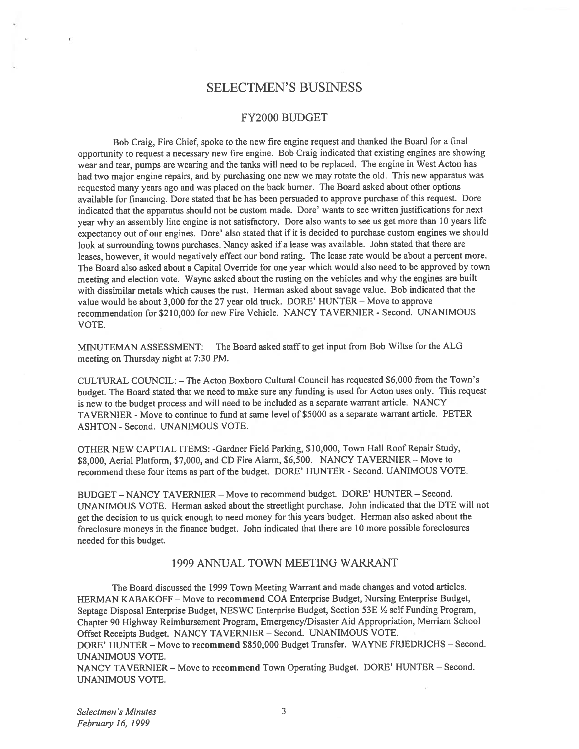## SELECTMEN'S BUSINESS

### FY2000 BUDGET

Bob Craig, Fire Chief, spoke to the new fire engine request and thanked the Board for a final opportunity to request a necessary new fire engine. Bob Craig indicated that existing engines are showing wear and tear, pumps are wearing and the tanks will need to be replaced. The engine in West Acton has had two major engine repairs, and by purchasing one new we may rotate the old. This new apparatus was requested many years ago and was placed on the back burner. The Board asked about other options available for financing. Dore stated that he has been persuaded to approve purchase of this request. Dore indicated that the apparatus should not be custom made. Dore' wants to see written justifications for next year why an assembly line engine is not satisfactory. Dore also wants to see us get more than 10 years life expectancy out of our engines. Dore' also stated that if it is decided to purchase custom engines we should look at surrounding towns purchases. Nancy asked if a lease was available. John stated that there are leases, however, it would negatively effect our bond rating. The lease rate would be about a percent more. The Board also asked about a Capital Override for one year which would also need to be approved by town meeting and election vote. Wayne asked about the rusting on the vehicles and why the engines are built with dissimilar metals which causes the rust. Herman asked about savage value. Bob indicated that the value would be about 3,000 for the 27 year old truck. DORE' HUNTER – Move to approve recommendation for $210,000 for new Fire Vehicle. NANCY TAVERNIER - Second. UNANIMOUS VOTE.

MINUTEMAN ASSESSMENT: The Board asked staff to get input from Bob Wiltse for the ALG meeting on Thursday night at 7:30 PM.

CULTURAL COUNCIL: – The Acton Boxboro Cultural Council has requested $6,000 from the Town's budget. The Board stated that we need to make sure any funding is used for Acton uses only. This request is new to the budget process and will need to be included as a separate warrant article. NANCY TAVERNIER - Move to continue to fund at same level of $5000 as a separate warrant article. PETER ASHTON - Second. UNANIMOUS VOTE.

OTHER NEW CAPTIAL ITEMS: -Gardner Field Parking, $10,000, Town Hall Roof Repair Study, $8,000, Aerial Platform, $7,000, and CD Fire Alarm, $6,500. NANCY TAVERNIER – Move to recommend these four items as part of the budget. DORE' HUNTER - Second. UANIMOUS VOTE.

BUDGET – NANCY TAVERNIER – Move to recommend budget. DORE' HUNTER – Second. UNANIMOUS VOTE. Herman asked about the streetlight purchase. John indicated that the DTE will not get the decision to us quick enough to need money for this years budget. Herman also asked about the foreclosure moneys in the finance budget. John indicated that there are 10 more possible foreclosures needed for this budget.

### 1999 ANNUAL TOWN MEETING WARRANT

The Board discussed the 1999 Town Meeting Warrant and made changes and voted articles. HERMAN KABAKOFF – Move to **recommend** COA Enterprise Budget, Nursing Enterprise Budget, Septage Disposal Enterprise Budget, NESWC Enterprise Budget, Section 53E ½ self Funding Program, Chapter 90 Highway Reimbursement Program, Emergency/Disaster Aid Appropriation, Merriam School Offset Receipts Budget. NANCY TAVERNIER – Second. UNANIMOUS VOTE.
DORE' HUNTER – Move to **recommend** $850,000 Budget Transfer. WAYNE FRIEDRICHS – Second. UNANIMOUS VOTE.
NANCY TAVERNIER – Move to **recommend** Town Operating Budget. DORE' HUNTER – Second. UNANIMOUS VOTE.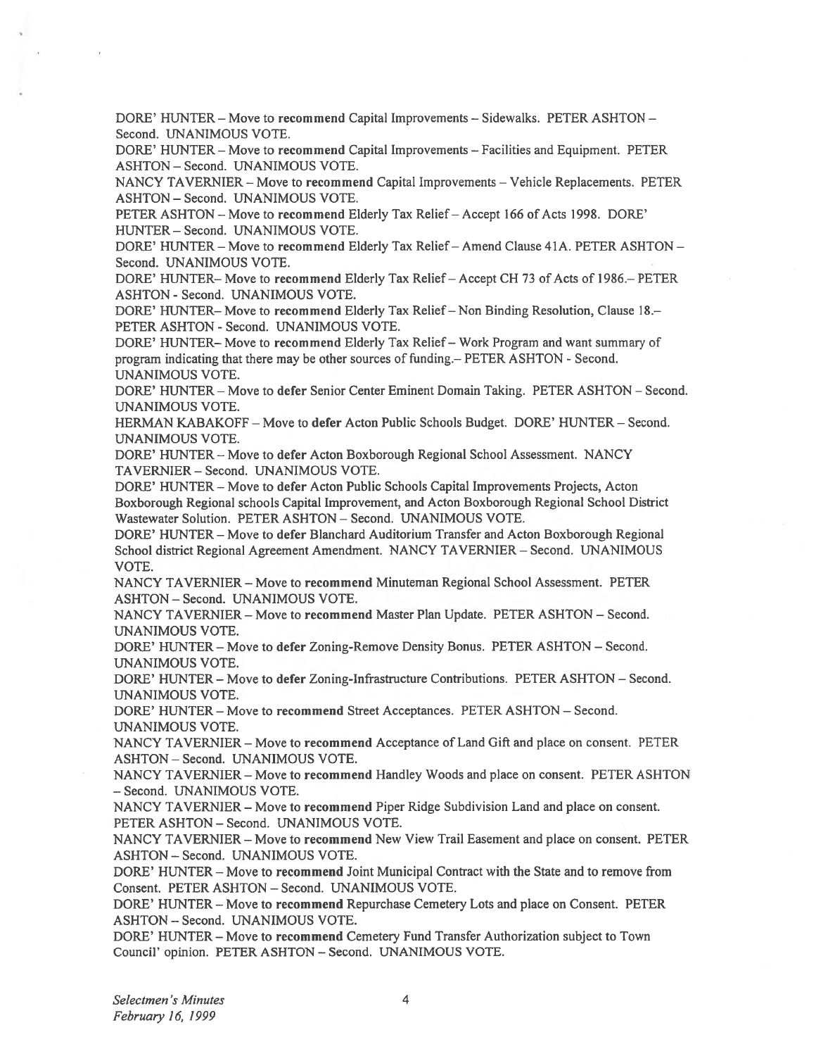DORE' HUNTER – Move to **recommend** Capital Improvements – Sidewalks. PETER ASHTON – Second. UNANIMOUS VOTE.

DORE' HUNTER – Move to **recommend** Capital Improvements – Facilities and Equipment. PETER ASHTON – Second. UNANIMOUS VOTE.

NANCY TAVERNIER – Move to **recommend** Capital Improvements – Vehicle Replacements. PETER ASHTON – Second. UNANIMOUS VOTE.

PETER ASHTON – Move to **recommend** Elderly Tax Relief – Accept 166 of Acts 1998. DORE' HUNTER – Second. UNANIMOUS VOTE.

DORE' HUNTER – Move to **recommend** Elderly Tax Relief – Amend Clause 41A. PETER ASHTON – Second. UNANIMOUS VOTE.

DORE' HUNTER– Move to **recommend** Elderly Tax Relief – Accept CH 73 of Acts of 1986.– PETER ASHTON - Second. UNANIMOUS VOTE.

DORE' HUNTER– Move to **recommend** Elderly Tax Relief – Non Binding Resolution, Clause 18.– PETER ASHTON - Second. UNANIMOUS VOTE.

DORE' HUNTER– Move to **recommend** Elderly Tax Relief – Work Program and want summary of program indicating that there may be other sources of funding.– PETER ASHTON - Second. UNANIMOUS VOTE.

DORE' HUNTER – Move to **defer** Senior Center Eminent Domain Taking. PETER ASHTON – Second. UNANIMOUS VOTE.

HERMAN KABAKOFF – Move to **defer** Acton Public Schools Budget. DORE' HUNTER – Second. UNANIMOUS VOTE.

DORE' HUNTER – Move to **defer** Acton Boxborough Regional School Assessment. NANCY TAVERNIER – Second. UNANIMOUS VOTE.

DORE' HUNTER – Move to **defer** Acton Public Schools Capital Improvements Projects, Acton Boxborough Regional schools Capital Improvement, and Acton Boxborough Regional School District Wastewater Solution. PETER ASHTON – Second. UNANIMOUS VOTE.

DORE' HUNTER – Move to **defer** Blanchard Auditorium Transfer and Acton Boxborough Regional School district Regional Agreement Amendment. NANCY TAVERNIER – Second. UNANIMOUS VOTE.

NANCY TAVERNIER – Move to **recommend** Minuteman Regional School Assessment. PETER ASHTON – Second. UNANIMOUS VOTE.

NANCY TAVERNIER – Move to **recommend** Master Plan Update. PETER ASHTON – Second. UNANIMOUS VOTE.

DORE' HUNTER – Move to **defer** Zoning-Remove Density Bonus. PETER ASHTON – Second. UNANIMOUS VOTE.

DORE' HUNTER – Move to **defer** Zoning-Infrastructure Contributions. PETER ASHTON – Second. UNANIMOUS VOTE.

DORE' HUNTER – Move to **recommend** Street Acceptances. PETER ASHTON – Second. UNANIMOUS VOTE.

NANCY TAVERNIER – Move to **recommend** Acceptance of Land Gift and place on consent. PETER ASHTON – Second. UNANIMOUS VOTE.

NANCY TAVERNIER – Move to **recommend** Handley Woods and place on consent. PETER ASHTON – Second. UNANIMOUS VOTE.

NANCY TAVERNIER – Move to **recommend** Piper Ridge Subdivision Land and place on consent. PETER ASHTON – Second. UNANIMOUS VOTE.

NANCY TAVERNIER – Move to **recommend** New View Trail Easement and place on consent. PETER ASHTON – Second. UNANIMOUS VOTE.

DORE' HUNTER – Move to **recommend** Joint Municipal Contract with the State and to remove from Consent. PETER ASHTON – Second. UNANIMOUS VOTE.

DORE' HUNTER – Move to **recommend** Repurchase Cemetery Lots and place on Consent. PETER ASHTON – Second. UNANIMOUS VOTE.

DORE' HUNTER – Move to **recommend** Cemetery Fund Transfer Authorization subject to Town Council' opinion. PETER ASHTON – Second. UNANIMOUS VOTE.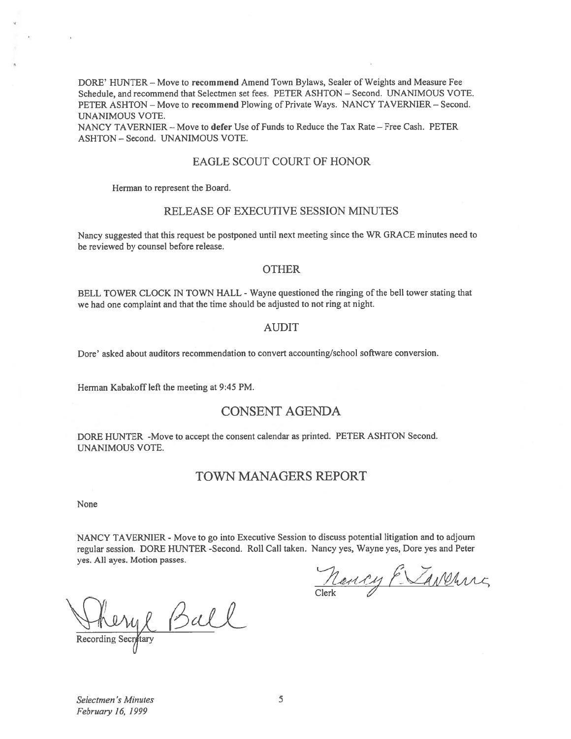DORE' HUNTER – Move to **recommend** Amend Town Bylaws, Sealer of Weights and Measure Fee Schedule, and recommend that Selectmen set fees. PETER ASHTON – Second. UNANIMOUS VOTE.
PETER ASHTON – Move to **recommend** Plowing of Private Ways. NANCY TAVERNIER – Second. UNANIMOUS VOTE.
NANCY TAVERNIER – Move to **defer** Use of Funds to Reduce the Tax Rate – Free Cash. PETER ASHTON – Second. UNANIMOUS VOTE.

## EAGLE SCOUT COURT OF HONOR

Herman to represent the Board.

## RELEASE OF EXECUTIVE SESSION MINUTES

Nancy suggested that this request be postponed until next meeting since the WR GRACE minutes need to be reviewed by counsel before release.

## OTHER

BELL TOWER CLOCK IN TOWN HALL - Wayne questioned the ringing of the bell tower stating that we had one complaint and that the time should be adjusted to not ring at night.

## AUDIT

Dore' asked about auditors recommendation to convert accounting/school software conversion.

Herman Kabakoff left the meeting at 9:45 PM.

## CONSENT AGENDA

DORE HUNTER -Move to accept the consent calendar as printed. PETER ASHTON Second. UNANIMOUS VOTE.

## TOWN MANAGERS REPORT

None

NANCY TAVERNIER - Move to go into Executive Session to discuss potential litigation and to adjourn regular session. DORE HUNTER -Second. Roll Call taken. Nancy yes, Wayne yes, Dore yes and Peter yes. All ayes. Motion passes.

Nancy E. Tavernier
Clerk

Sheryl Ball
Recording Secretary

*Selectmen's Minutes*
*February 16, 1999*